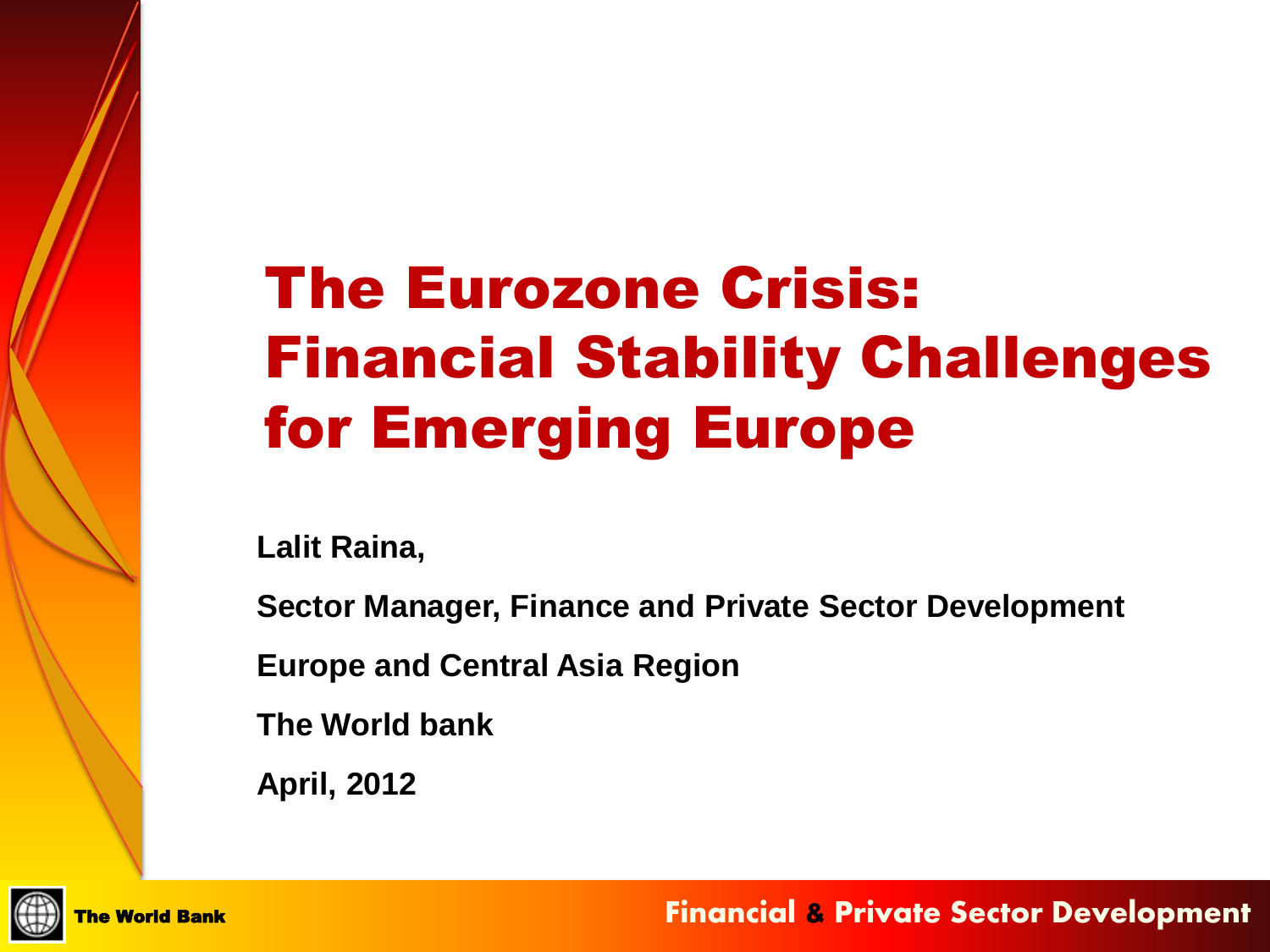# The Eurozone Crisis: Financial Stability Challenges for Emerging Europe

**Lalit Raina,**

**Sector Manager, Finance and Private Sector Development**

**Europe and Central Asia Region**

**The World bank**

**April, 2012**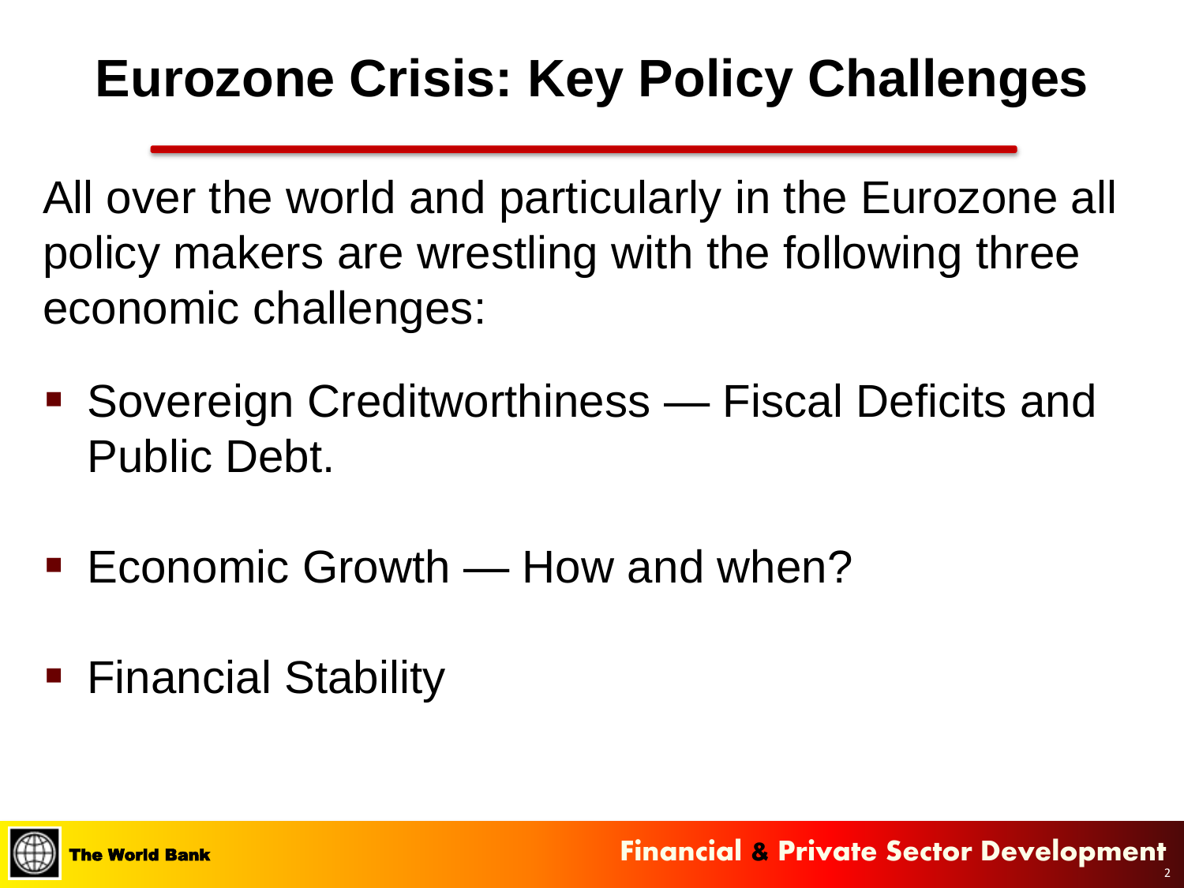# Eurozone Crisis: Key Policy Challenges

All over the world and particularly in the Eurozone all policy makers are wrestling with the following three economic challenges:

- Sovereign Creditworthiness — Fiscal Deficits and Public Debt.
- Economic Growth — How and when?
- Financial Stability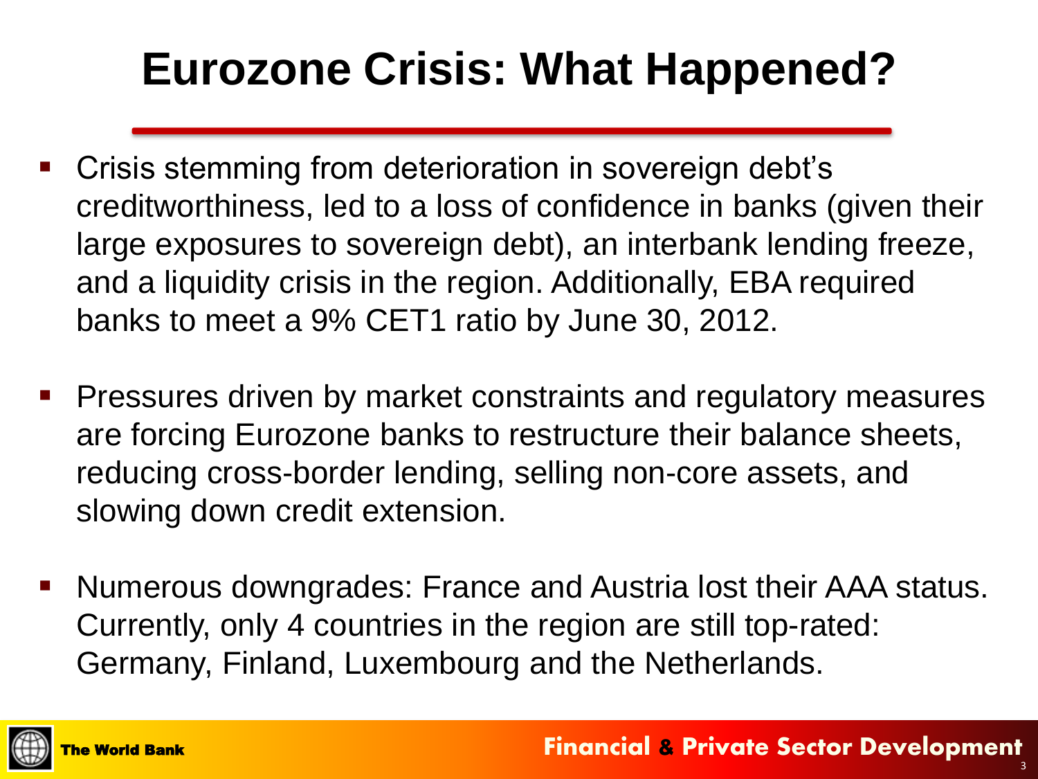# Eurozone Crisis: What Happened?

- Crisis stemming from deterioration in sovereign debt's creditworthiness, led to a loss of confidence in banks (given their large exposures to sovereign debt), an interbank lending freeze, and a liquidity crisis in the region. Additionally, EBA required banks to meet a 9% CET1 ratio by June 30, 2012.

- Pressures driven by market constraints and regulatory measures are forcing Eurozone banks to restructure their balance sheets, reducing cross-border lending, selling non-core assets, and slowing down credit extension.

- Numerous downgrades: France and Austria lost their AAA status. Currently, only 4 countries in the region are still top-rated: Germany, Finland, Luxembourg and the Netherlands.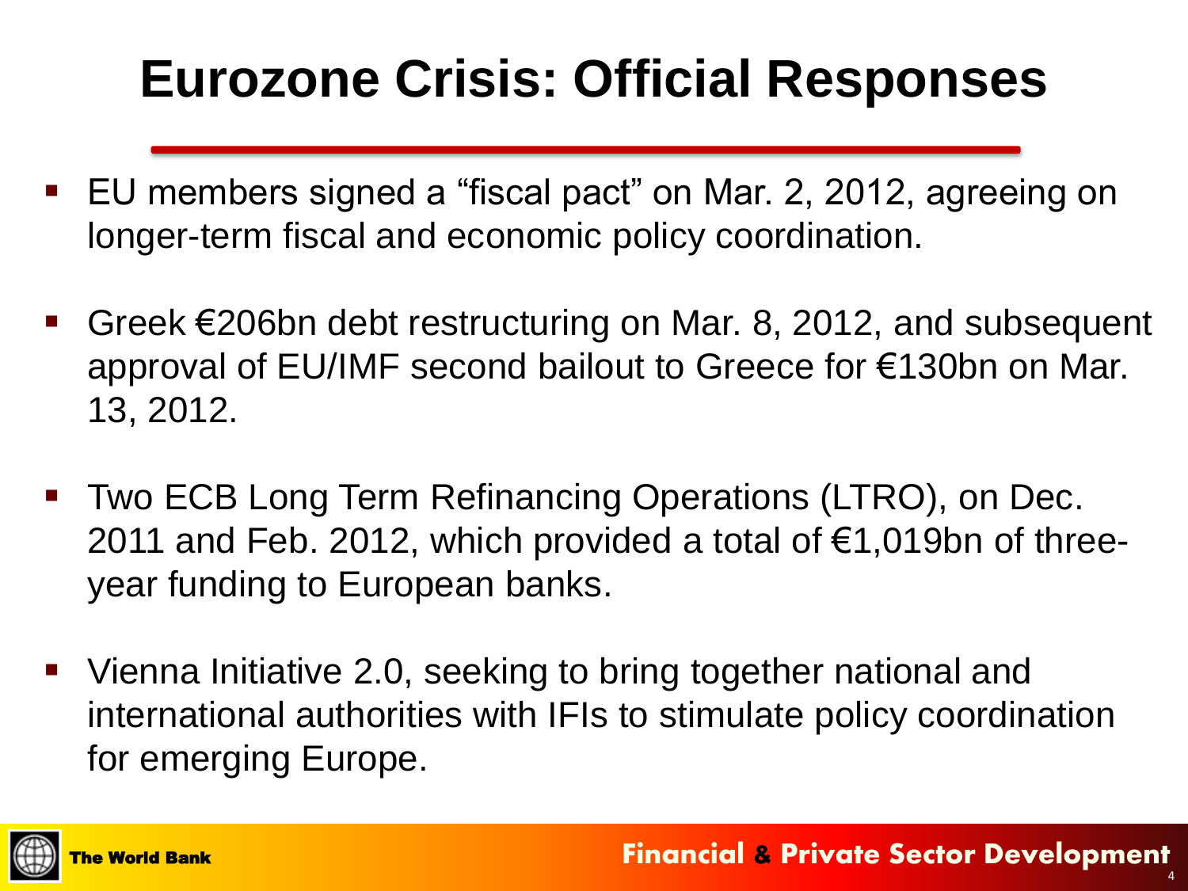# Eurozone Crisis: Official Responses

- EU members signed a "fiscal pact" on Mar. 2, 2012, agreeing on longer-term fiscal and economic policy coordination.
- Greek €206bn debt restructuring on Mar. 8, 2012, and subsequent approval of EU/IMF second bailout to Greece for €130bn on Mar. 13, 2012.
- Two ECB Long Term Refinancing Operations (LTRO), on Dec. 2011 and Feb. 2012, which provided a total of €1,019bn of three-year funding to European banks.
- Vienna Initiative 2.0, seeking to bring together national and international authorities with IFIs to stimulate policy coordination for emerging Europe.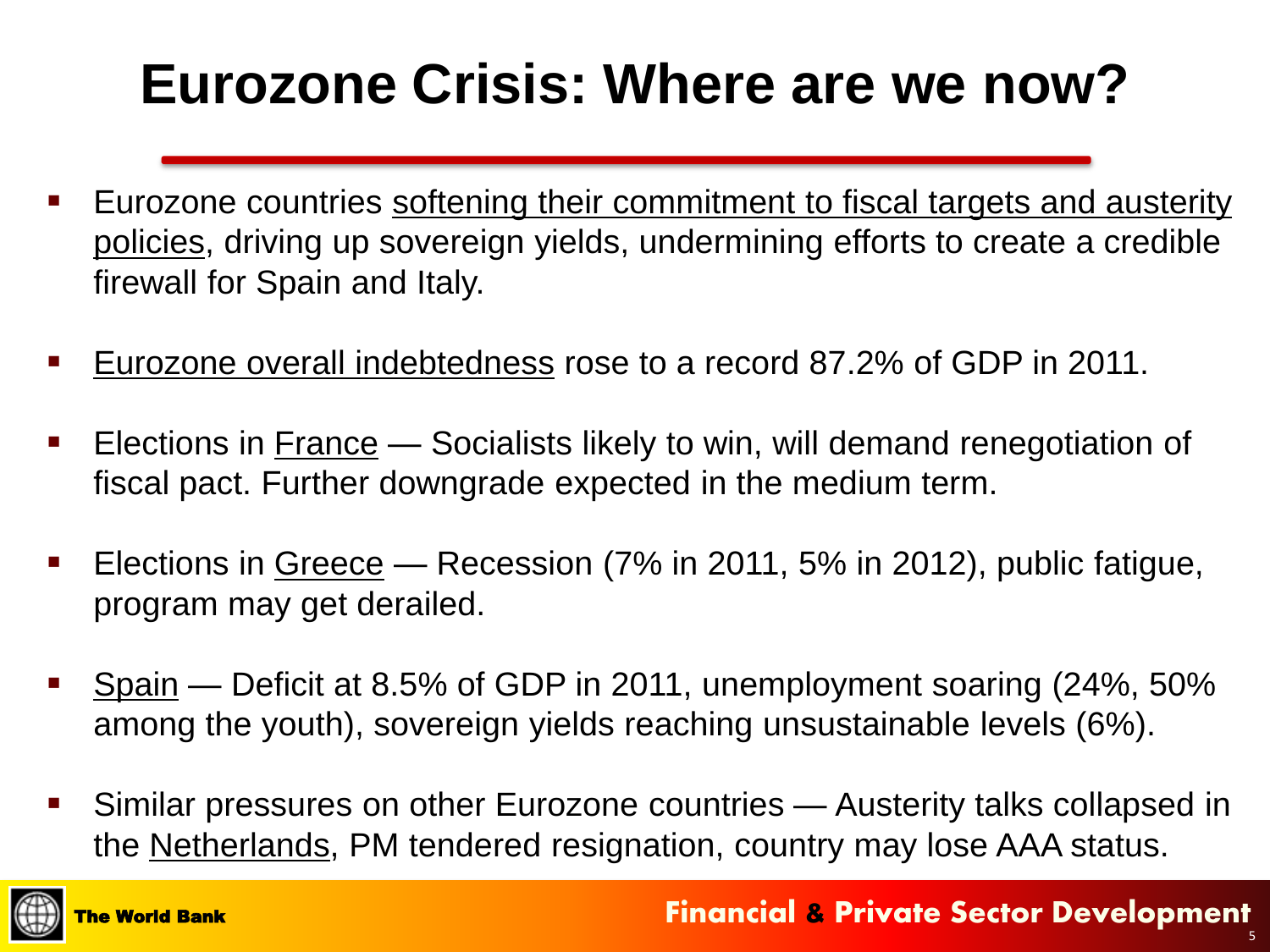# Eurozone Crisis: Where are we now?

- Eurozone countries softening their commitment to fiscal targets and austerity policies, driving up sovereign yields, undermining efforts to create a credible firewall for Spain and Italy.
- Eurozone overall indebtedness rose to a record 87.2% of GDP in 2011.
- Elections in France — Socialists likely to win, will demand renegotiation of fiscal pact. Further downgrade expected in the medium term.
- Elections in Greece — Recession (7% in 2011, 5% in 2012), public fatigue, program may get derailed.
- Spain — Deficit at 8.5% of GDP in 2011, unemployment soaring (24%, 50% among the youth), sovereign yields reaching unsustainable levels (6%).
- Similar pressures on other Eurozone countries — Austerity talks collapsed in the Netherlands, PM tendered resignation, country may lose AAA status.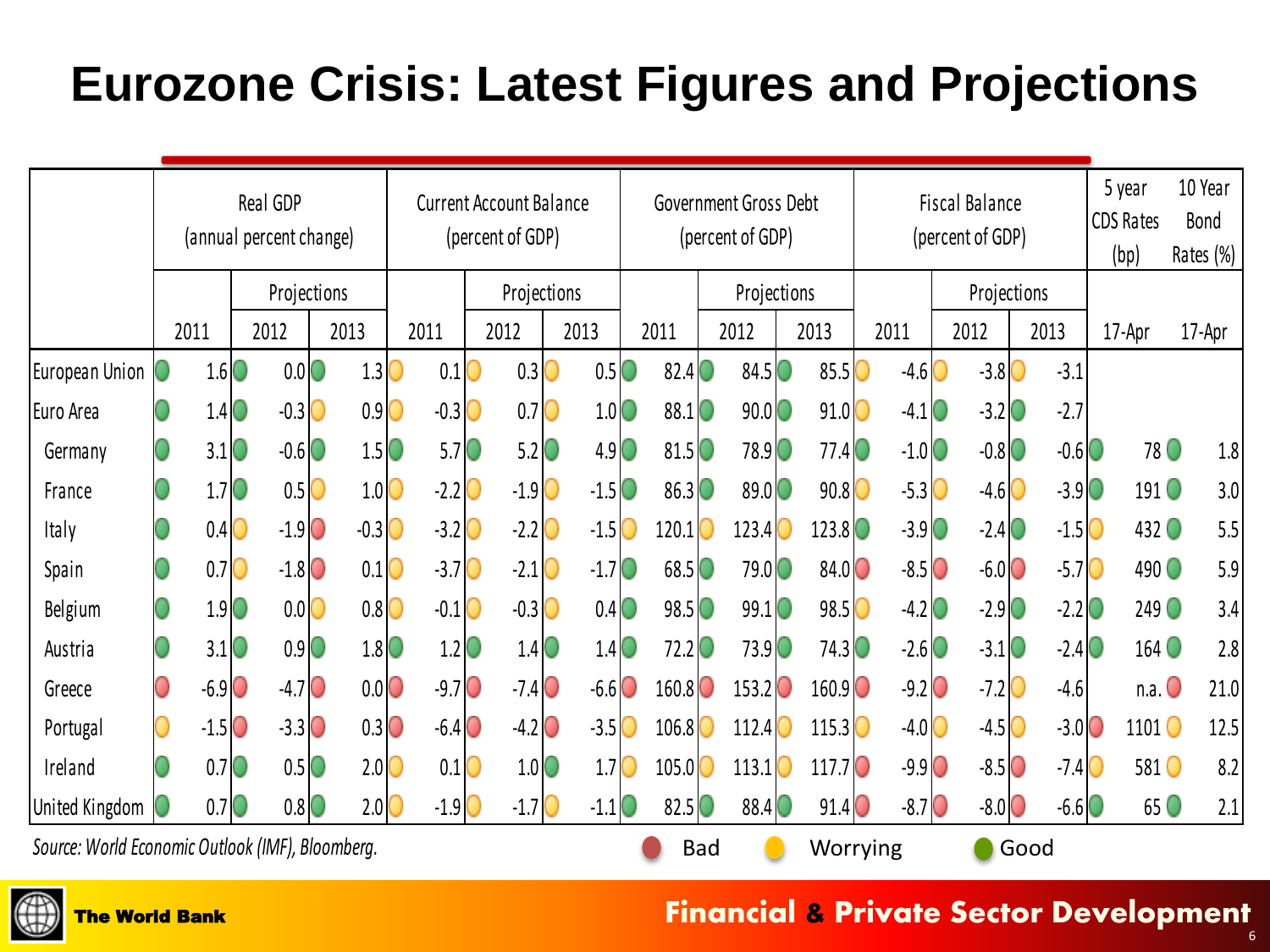# Eurozone Crisis: Latest Figures and Projections

| | Real GDP (annual percent change) | | | Current Account Balance (percent of GDP) | | | Government Gross Debt (percent of GDP) | | | Fiscal Balance (percent of GDP) | | | 5 year CDS Rates (bp) | 10 Year Bond Rates (%) |
|---|---|---|---|---|---|---|---|---|---|---|---|---|---|---|
| | | Projections | | | Projections | | | Projections | | | Projections | | | |
| | 2011 | 2012 | 2013 | 2011 | 2012 | 2013 | 2011 | 2012 | 2013 | 2011 | 2012 | 2013 | 17-Apr | 17-Apr |
| European Union | 1.6 | 0.0 | 1.3 | 0.1 | 0.3 | 0.5 | 82.4 | 84.5 | 85.5 | -4.6 | -3.8 | -3.1 | | |
| Euro Area | 1.4 | -0.3 | 0.9 | -0.3 | 0.7 | 1.0 | 88.1 | 90.0 | 91.0 | -4.1 | -3.2 | -2.7 | | |
| Germany | 3.1 | -0.6 | 1.5 | 5.7 | 5.2 | 4.9 | 81.5 | 78.9 | 77.4 | -1.0 | -0.8 | -0.6 | 78 | 1.8 |
| France | 1.7 | 0.5 | 1.0 | -2.2 | -1.9 | -1.5 | 86.3 | 89.0 | 90.8 | -5.3 | -4.6 | -3.9 | 191 | 3.0 |
| Italy | 0.4 | -1.9 | -0.3 | -3.2 | -2.2 | -1.5 | 120.1 | 123.4 | 123.8 | -3.9 | -2.4 | -1.5 | 432 | 5.5 |
| Spain | 0.7 | -1.8 | 0.1 | -3.7 | -2.1 | -1.7 | 68.5 | 79.0 | 84.0 | -8.5 | -6.0 | -5.7 | 490 | 5.9 |
| Belgium | 1.9 | 0.0 | 0.8 | -0.1 | -0.3 | 0.4 | 98.5 | 99.1 | 98.5 | -4.2 | -2.9 | -2.2 | 249 | 3.4 |
| Austria | 3.1 | 0.9 | 1.8 | 1.2 | 1.4 | 1.4 | 72.2 | 73.9 | 74.3 | -2.6 | -3.1 | -2.4 | 164 | 2.8 |
| Greece | -6.9 | -4.7 | 0.0 | -9.7 | -7.4 | -6.6 | 160.8 | 153.2 | 160.9 | -9.2 | -7.2 | -4.6 | n.a. | 21.0 |
| Portugal | -1.5 | -3.3 | 0.3 | -6.4 | -4.2 | -3.5 | 106.8 | 112.4 | 115.3 | -4.0 | -4.5 | -3.0 | 1101 | 12.5 |
| Ireland | 0.7 | 0.5 | 2.0 | 0.1 | 1.0 | 1.7 | 105.0 | 113.1 | 117.7 | -9.9 | -8.5 | -7.4 | 581 | 8.2 |
| United Kingdom | 0.7 | 0.8 | 2.0 | -1.9 | -1.7 | -1.1 | 82.5 | 88.4 | 91.4 | -8.7 | -8.0 | -6.6 | 65 | 2.1 |

*Source: World Economic Outlook (IMF), Bloomberg.*

Bad | Worrying | Good

The World Bank

Financial & Private Sector Development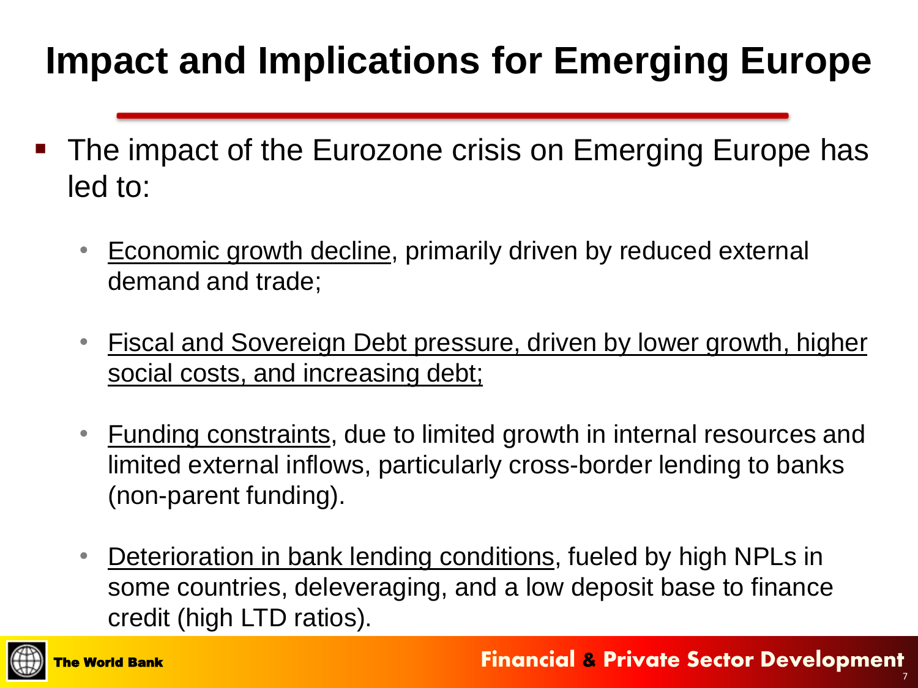# Impact and Implications for Emerging Europe

- The impact of the Eurozone crisis on Emerging Europe has led to:
  - Economic growth decline, primarily driven by reduced external demand and trade;
  - Fiscal and Sovereign Debt pressure, driven by lower growth, higher social costs, and increasing debt;
  - Funding constraints, due to limited growth in internal resources and limited external inflows, particularly cross-border lending to banks (non-parent funding).
  - Deterioration in bank lending conditions, fueled by high NPLs in some countries, deleveraging, and a low deposit base to finance credit (high LTD ratios).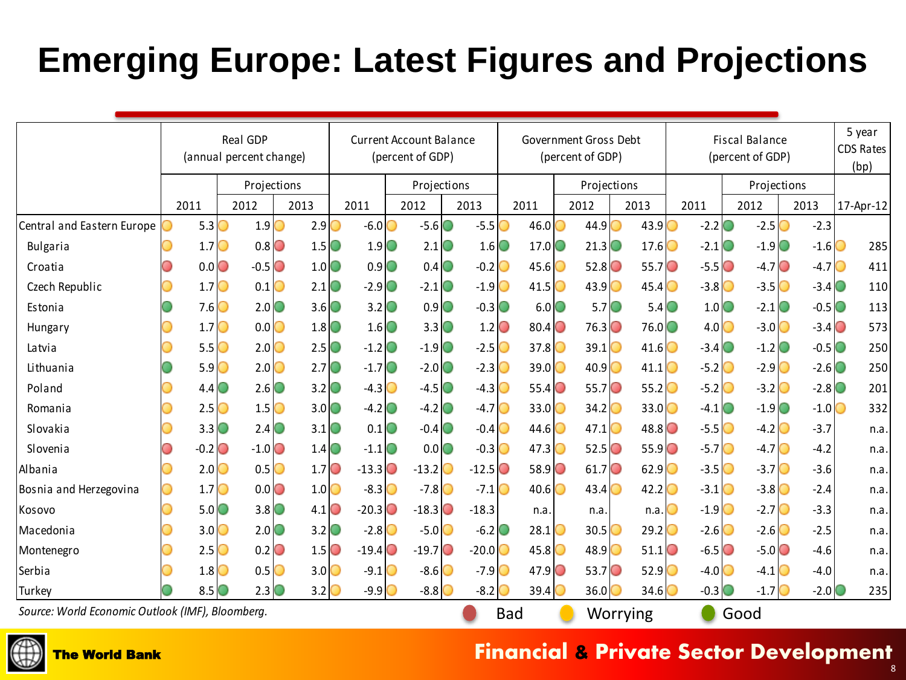# Emerging Europe: Latest Figures and Projections

| | Real GDP (annual percent change) | | | Current Account Balance (percent of GDP) | | | Government Gross Debt (percent of GDP) | | | Fiscal Balance (percent of GDP) | | | 5 year CDS Rates (bp) |
|---|---|---|---|---|---|---|---|---|---|---|---|---|---|
| | | Projections | | | Projections | | | Projections | | | Projections | | |
| | 2011 | 2012 | 2013 | 2011 | 2012 | 2013 | 2011 | 2012 | 2013 | 2011 | 2012 | 2013 | 17-Apr-12 |
| Central and Eastern Europe | 5.3 | 1.9 | 2.9 | -6.0 | -5.6 | -5.5 | 46.0 | 44.9 | 43.9 | -2.2 | -2.5 | -2.3 | |
| Bulgaria | 1.7 | 0.8 | 1.5 | 1.9 | 2.1 | 1.6 | 17.0 | 21.3 | 17.6 | -2.1 | -1.9 | -1.6 | 285 |
| Croatia | 0.0 | -0.5 | 1.0 | 0.9 | 0.4 | -0.2 | 45.6 | 52.8 | 55.7 | -5.5 | -4.7 | -4.7 | 411 |
| Czech Republic | 1.7 | 0.1 | 2.1 | -2.9 | -2.1 | -1.9 | 41.5 | 43.9 | 45.4 | -3.8 | -3.5 | -3.4 | 110 |
| Estonia | 7.6 | 2.0 | 3.6 | 3.2 | 0.9 | -0.3 | 6.0 | 5.7 | 5.4 | 1.0 | -2.1 | -0.5 | 113 |
| Hungary | 1.7 | 0.0 | 1.8 | 1.6 | 3.3 | 1.2 | 80.4 | 76.3 | 76.0 | 4.0 | -3.0 | -3.4 | 573 |
| Latvia | 5.5 | 2.0 | 2.5 | -1.2 | -1.9 | -2.5 | 37.8 | 39.1 | 41.6 | -3.4 | -1.2 | -0.5 | 250 |
| Lithuania | 5.9 | 2.0 | 2.7 | -1.7 | -2.0 | -2.3 | 39.0 | 40.9 | 41.1 | -5.2 | -2.9 | -2.6 | 250 |
| Poland | 4.4 | 2.6 | 3.2 | -4.3 | -4.5 | -4.3 | 55.4 | 55.7 | 55.2 | -5.2 | -3.2 | -2.8 | 201 |
| Romania | 2.5 | 1.5 | 3.0 | -4.2 | -4.2 | -4.7 | 33.0 | 34.2 | 33.0 | -4.1 | -1.9 | -1.0 | 332 |
| Slovakia | 3.3 | 2.4 | 3.1 | 0.1 | -0.4 | -0.4 | 44.6 | 47.1 | 48.8 | -5.5 | -4.2 | -3.7 | n.a. |
| Slovenia | -0.2 | -1.0 | 1.4 | -1.1 | 0.0 | -0.3 | 47.3 | 52.5 | 55.9 | -5.7 | -4.7 | -4.2 | n.a. |
| Albania | 2.0 | 0.5 | 1.7 | -13.3 | -13.2 | -12.5 | 58.9 | 61.7 | 62.9 | -3.5 | -3.7 | -3.6 | n.a. |
| Bosnia and Herzegovina | 1.7 | 0.0 | 1.0 | -8.3 | -7.8 | -7.1 | 40.6 | 43.4 | 42.2 | -3.1 | -3.8 | -2.4 | n.a. |
| Kosovo | 5.0 | 3.8 | 4.1 | -20.3 | -18.3 | -18.3 | n.a. | n.a. | n.a. | -1.9 | -2.7 | -3.3 | n.a. |
| Macedonia | 3.0 | 2.0 | 3.2 | -2.8 | -5.0 | -6.2 | 28.1 | 30.5 | 29.2 | -2.6 | -2.6 | -2.5 | n.a. |
| Montenegro | 2.5 | 0.2 | 1.5 | -19.4 | -19.7 | -20.0 | 45.8 | 48.9 | 51.1 | -6.5 | -5.0 | -4.6 | n.a. |
| Serbia | 1.8 | 0.5 | 3.0 | -9.1 | -8.6 | -7.9 | 47.9 | 53.7 | 52.9 | -4.0 | -4.1 | -4.0 | n.a. |
| Turkey | 8.5 | 2.3 | 3.2 | -9.9 | -8.8 | -8.2 | 39.4 | 36.0 | 34.6 | -0.3 | -1.7 | -2.0 | 235 |

*Source: World Economic Outlook (IMF), Bloomberg.*

Bad · Worrying · Good

The World Bank

**Financial & Private Sector Development**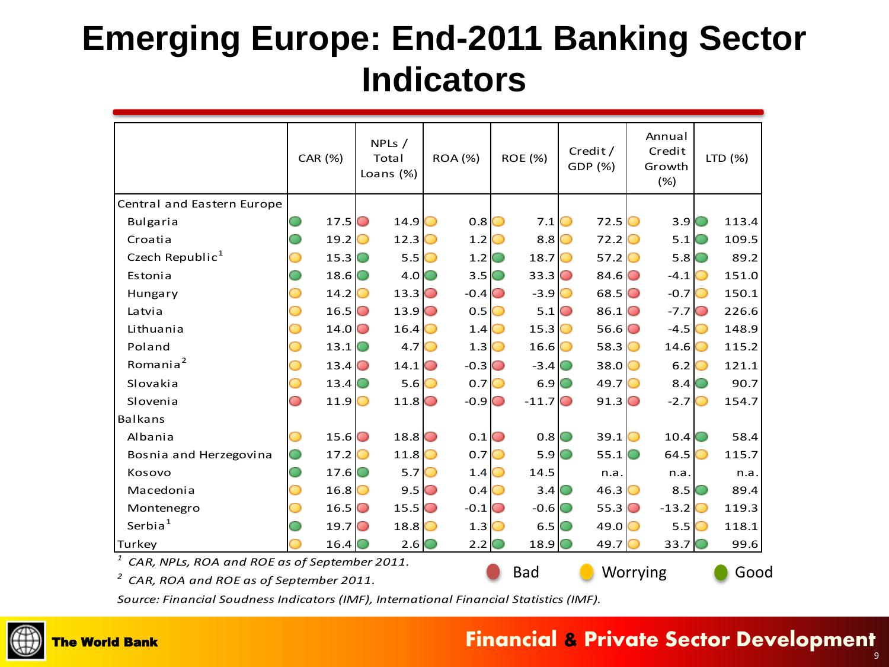# Emerging Europe: End-2011 Banking Sector Indicators

| | CAR (%) | NPLs / Total Loans (%) | ROA (%) | ROE (%) | Credit / GDP (%) | Annual Credit Growth (%) | LTD (%) |
|---|---|---|---|---|---|---|---|
| Central and Eastern Europe | | | | | | | |
| Bulgaria | 17.5 | 14.9 | 0.8 | 7.1 | 72.5 | 3.9 | 113.4 |
| Croatia | 19.2 | 12.3 | 1.2 | 8.8 | 72.2 | 5.1 | 109.5 |
| Czech Republic[1] | 15.3 | 5.5 | 1.2 | 18.7 | 57.2 | 5.8 | 89.2 |
| Estonia | 18.6 | 4.0 | 3.5 | 33.3 | 84.6 | -4.1 | 151.0 |
| Hungary | 14.2 | 13.3 | -0.4 | -3.9 | 68.5 | -0.7 | 150.1 |
| Latvia | 16.5 | 13.9 | 0.5 | 5.1 | 86.1 | -7.7 | 226.6 |
| Lithuania | 14.0 | 16.4 | 1.4 | 15.3 | 56.6 | -4.5 | 148.9 |
| Poland | 13.1 | 4.7 | 1.3 | 16.6 | 58.3 | 14.6 | 115.2 |
| Romania[2] | 13.4 | 14.1 | -0.3 | -3.4 | 38.0 | 6.2 | 121.1 |
| Slovakia | 13.4 | 5.6 | 0.7 | 6.9 | 49.7 | 8.4 | 90.7 |
| Slovenia | 11.9 | 11.8 | -0.9 | -11.7 | 91.3 | -2.7 | 154.7 |
| Balkans | | | | | | | |
| Albania | 15.6 | 18.8 | 0.1 | 0.8 | 39.1 | 10.4 | 58.4 |
| Bosnia and Herzegovina | 17.2 | 11.8 | 0.7 | 5.9 | 55.1 | 64.5 | 115.7 |
| Kosovo | 17.6 | 5.7 | 1.4 | 14.5 | n.a. | n.a. | n.a. |
| Macedonia | 16.8 | 9.5 | 0.4 | 3.4 | 46.3 | 8.5 | 89.4 |
| Montenegro | 16.5 | 15.5 | -0.1 | -0.6 | 55.3 | -13.2 | 119.3 |
| Serbia[1] | 19.7 | 18.8 | 1.3 | 6.5 | 49.0 | 5.5 | 118.1 |
| Turkey | 16.4 | 2.6 | 2.2 | 18.9 | 49.7 | 33.7 | 99.6 |

*[1] CAR, NPLs, ROA and ROE as of September 2011.*

*[2] CAR, ROA and ROE as of September 2011.*

Bad | Worrying | Good

*Source: Financial Soudness Indicators (IMF), International Financial Statistics (IMF).*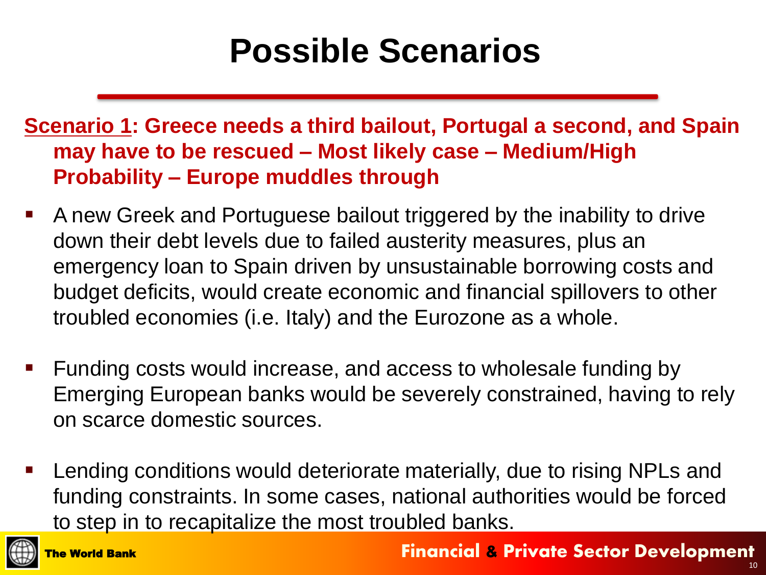# Possible Scenarios

**<u>Scenario 1</u>: Greece needs a third bailout, Portugal a second, and Spain may have to be rescued – Most likely case – Medium/High Probability – Europe muddles through**

- A new Greek and Portuguese bailout triggered by the inability to drive down their debt levels due to failed austerity measures, plus an emergency loan to Spain driven by unsustainable borrowing costs and budget deficits, would create economic and financial spillovers to other troubled economies (i.e. Italy) and the Eurozone as a whole.
- Funding costs would increase, and access to wholesale funding by Emerging European banks would be severely constrained, having to rely on scarce domestic sources.
- Lending conditions would deteriorate materially, due to rising NPLs and funding constraints. In some cases, national authorities would be forced to step in to recapitalize the most troubled banks.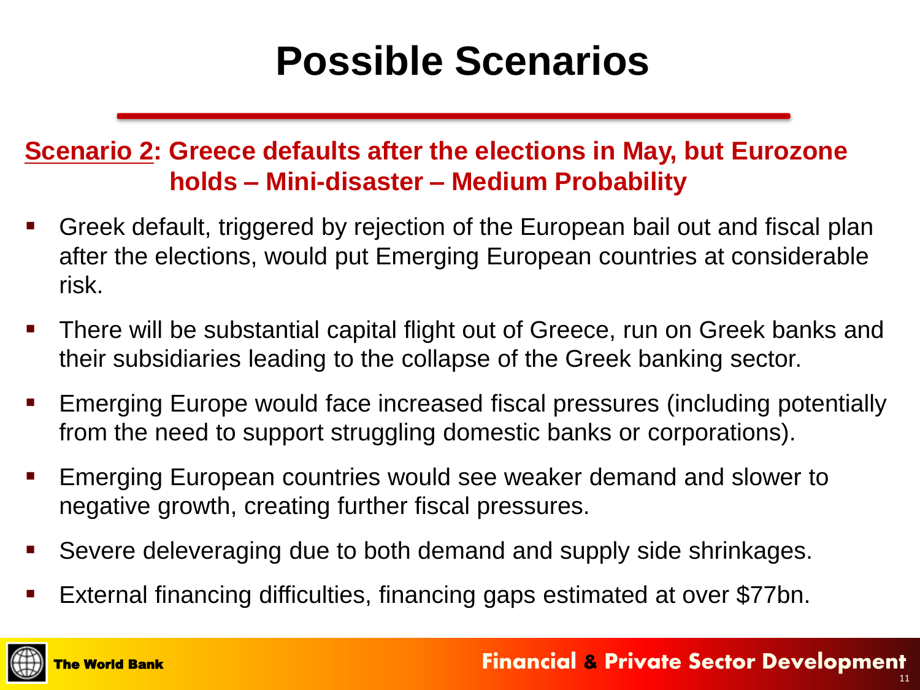# Possible Scenarios

**Scenario 2: Greece defaults after the elections in May, but Eurozone holds – Mini-disaster – Medium Probability**

- Greek default, triggered by rejection of the European bail out and fiscal plan after the elections, would put Emerging European countries at considerable risk.
- There will be substantial capital flight out of Greece, run on Greek banks and their subsidiaries leading to the collapse of the Greek banking sector.
- Emerging Europe would face increased fiscal pressures (including potentially from the need to support struggling domestic banks or corporations).
- Emerging European countries would see weaker demand and slower to negative growth, creating further fiscal pressures.
- Severe deleveraging due to both demand and supply side shrinkages.
- External financing difficulties, financing gaps estimated at over $77bn.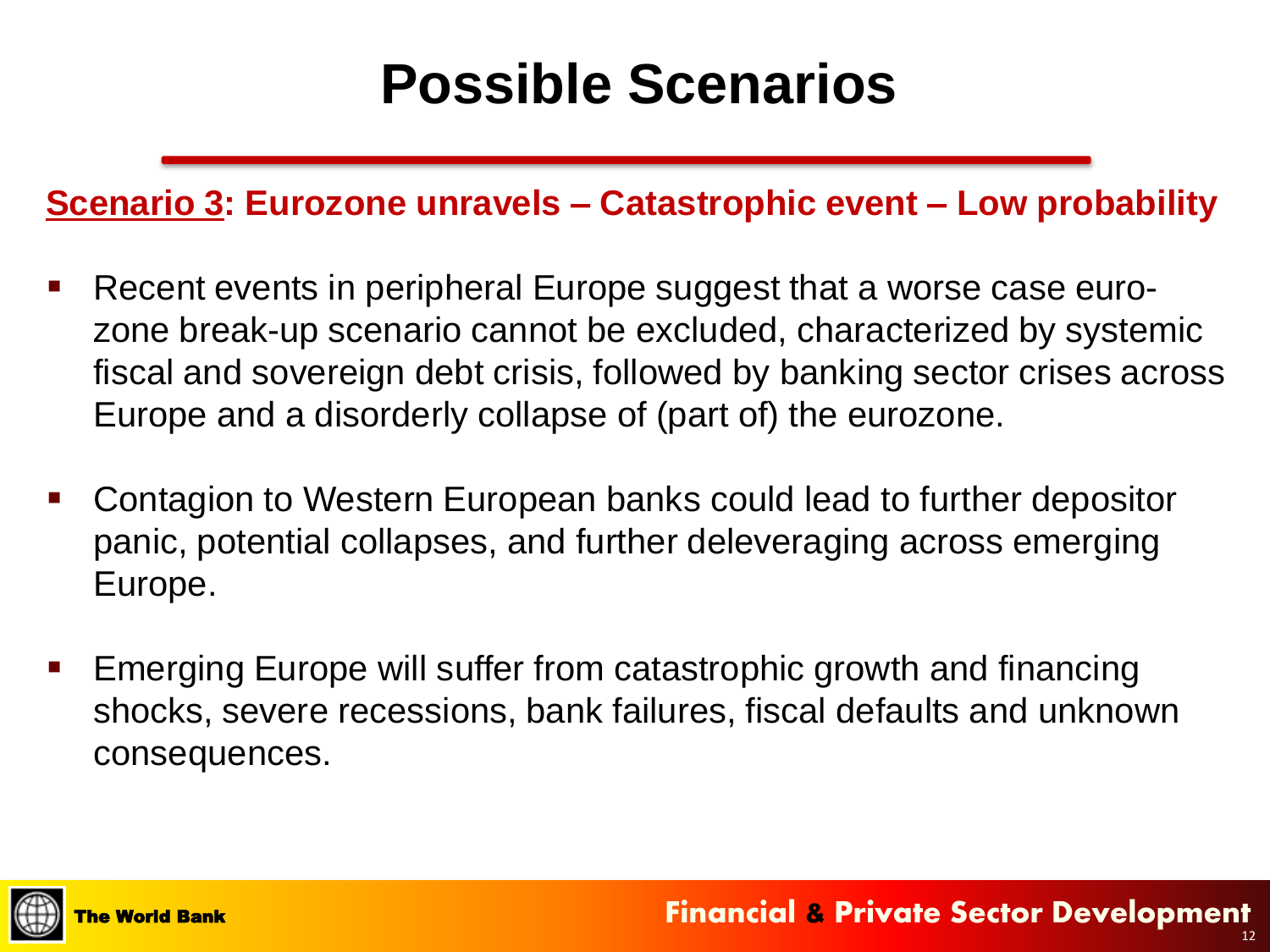# Possible Scenarios

**<u>Scenario 3</u>: Eurozone unravels – Catastrophic event – Low probability**

- Recent events in peripheral Europe suggest that a worse case euro-zone break-up scenario cannot be excluded, characterized by systemic fiscal and sovereign debt crisis, followed by banking sector crises across Europe and a disorderly collapse of (part of) the eurozone.
- Contagion to Western European banks could lead to further depositor panic, potential collapses, and further deleveraging across emerging Europe.
- Emerging Europe will suffer from catastrophic growth and financing shocks, severe recessions, bank failures, fiscal defaults and unknown consequences.